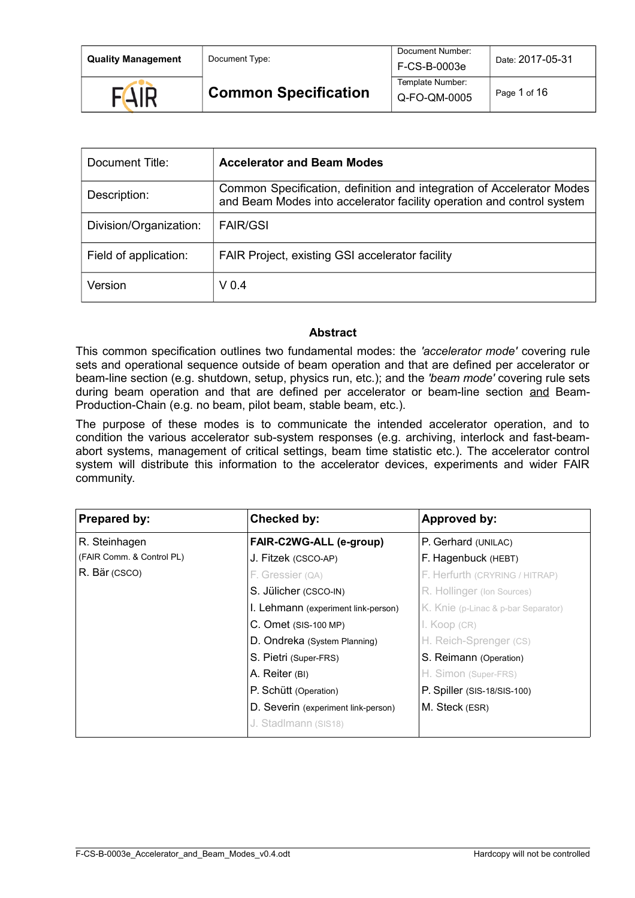| Quality Management | Document Type: | Document Number: F-CS-B-0003e | Date: 2017-05-31 |
|---|---|---|---|
| FAIR | **Common Specification** | Template Number: Q-FO-QM-0005 | Page 1 of 16 |

| Document Title: | **Accelerator and Beam Modes** |
|---|---|
| Description: | Common Specification, definition and integration of Accelerator Modes and Beam Modes into accelerator facility operation and control system |
| Division/Organization: | FAIR/GSI |
| Field of application: | FAIR Project, existing GSI accelerator facility |
| Version | V 0.4 |

## Abstract

This common specification outlines two fundamental modes: the *'accelerator mode'* covering rule sets and operational sequence outside of beam operation and that are defined per accelerator or beam-line section (e.g. shutdown, setup, physics run, etc.); and the *'beam mode'* covering rule sets during beam operation and that are defined per accelerator or beam-line section and Beam-Production-Chain (e.g. no beam, pilot beam, stable beam, etc.).

The purpose of these modes is to communicate the intended accelerator operation, and to condition the various accelerator sub-system responses (e.g. archiving, interlock and fast-beam-abort systems, management of critical settings, beam time statistic etc.). The accelerator control system will distribute this information to the accelerator devices, experiments and wider FAIR community.

| Prepared by: | Checked by: | Approved by: |
|---|---|---|
| R. Steinhagen (FAIR Comm. & Control PL) | **FAIR-C2WG-ALL (e-group)** | P. Gerhard (UNILAC) |
| R. Bär (CSCO) | J. Fitzek (CSCO-AP) | F. Hagenbuck (HEBT) |
| | F. Gressier (QA) | F. Herfurth (CRYRING / HITRAP) |
| | S. Jülicher (CSCO-IN) | R. Hollinger (Ion Sources) |
| | I. Lehmann (experiment link-person) | K. Knie (p-Linac & p-bar Separator) |
| | C. Omet (SIS-100 MP) | I. Koop (CR) |
| | D. Ondreka (System Planning) | H. Reich-Sprenger (CS) |
| | S. Pietri (Super-FRS) | S. Reimann (Operation) |
| | A. Reiter (BI) | H. Simon (Super-FRS) |
| | P. Schütt (Operation) | P. Spiller (SIS-18/SIS-100) |
| | D. Severin (experiment link-person) | M. Steck (ESR) |
| | J. Stadlmann (SIS18) | |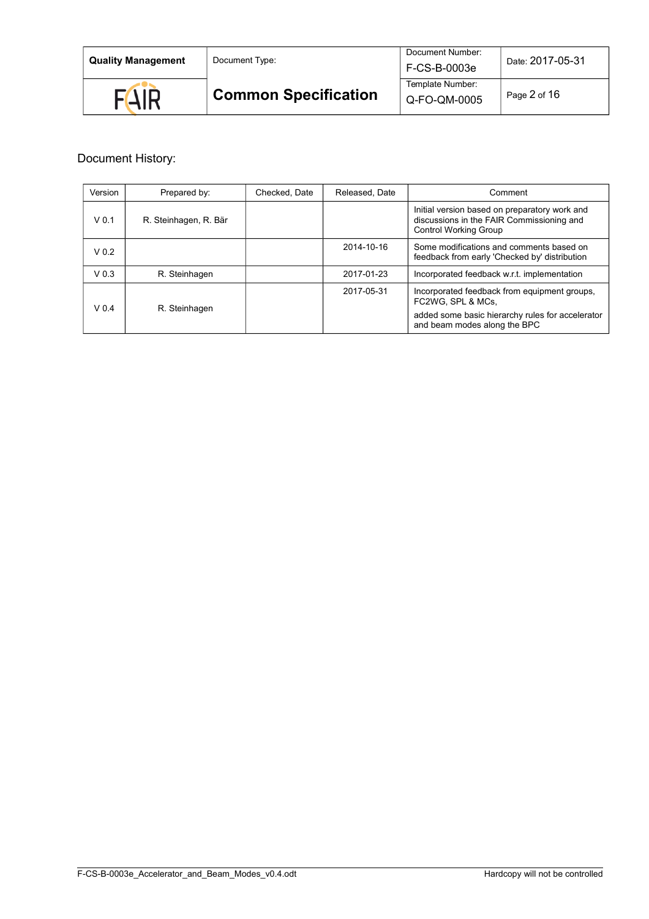Document History:

| Version | Prepared by: | Checked, Date | Released, Date | Comment |
|---|---|---|---|---|
| V 0.1 | R. Steinhagen, R. Bär | | | Initial version based on preparatory work and discussions in the FAIR Commissioning and Control Working Group |
| V 0.2 | | | 2014-10-16 | Some modifications and comments based on feedback from early 'Checked by' distribution |
| V 0.3 | R. Steinhagen | | 2017-01-23 | Incorporated feedback w.r.t. implementation |
| V 0.4 | R. Steinhagen | | 2017-05-31 | Incorporated feedback from equipment groups, FC2WG, SPL & MCs, added some basic hierarchy rules for accelerator and beam modes along the BPC |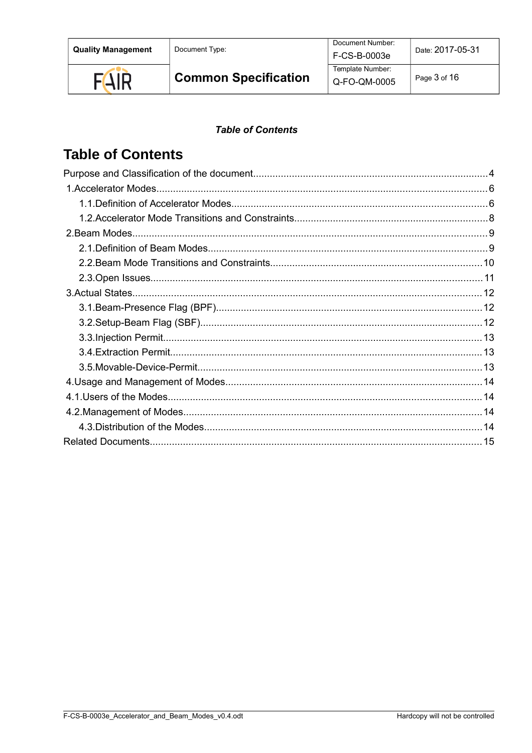***Table of Contents***

# Table of Contents

Purpose and Classification of the document....................................................................................4
1.Accelerator Modes......................................................................................................................6
  1.1.Definition of Accelerator Modes...........................................................................................6
  1.2.Accelerator Mode Transitions and Constraints.....................................................................8
2.Beam Modes...............................................................................................................................9
  2.1.Definition of Beam Modes....................................................................................................9
  2.2.Beam Mode Transitions and Constraints............................................................................10
  2.3.Open Issues.......................................................................................................................11
3.Actual States.............................................................................................................................12
  3.1.Beam-Presence Flag (BPF)................................................................................................12
  3.2.Setup-Beam Flag (SBF).....................................................................................................12
  3.3.Injection Permit..................................................................................................................13
  3.4.Extraction Permit................................................................................................................13
  3.5.Movable-Device-Permit......................................................................................................13
4.Usage and Management of Modes............................................................................................14
4.1.Users of the Modes.................................................................................................................14
4.2.Management of Modes............................................................................................................14
  4.3.Distribution of the Modes...................................................................................................14
Related Documents.......................................................................................................................15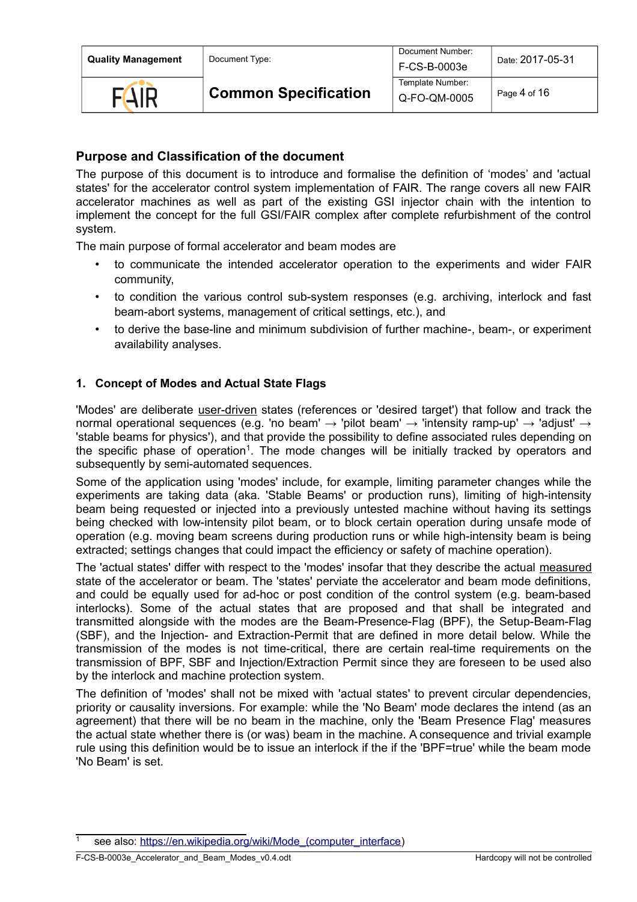## Purpose and Classification of the document

The purpose of this document is to introduce and formalise the definition of 'modes' and 'actual states' for the accelerator control system implementation of FAIR. The range covers all new FAIR accelerator machines as well as part of the existing GSI injector chain with the intention to implement the concept for the full GSI/FAIR complex after complete refurbishment of the control system.

The main purpose of formal accelerator and beam modes are

- to communicate the intended accelerator operation to the experiments and wider FAIR community,
- to condition the various control sub-system responses (e.g. archiving, interlock and fast beam-abort systems, management of critical settings, etc.), and
- to derive the base-line and minimum subdivision of further machine-, beam-, or experiment availability analyses.

## 1. Concept of Modes and Actual State Flags

'Modes' are deliberate user-driven states (references or 'desired target') that follow and track the normal operational sequences (e.g. 'no beam' → 'pilot beam' → 'intensity ramp-up' → 'adjust' → 'stable beams for physics'), and that provide the possibility to define associated rules depending on the specific phase of operation[1]. The mode changes will be initially tracked by operators and subsequently by semi-automated sequences.

Some of the application using 'modes' include, for example, limiting parameter changes while the experiments are taking data (aka. 'Stable Beams' or production runs), limiting of high-intensity beam being requested or injected into a previously untested machine without having its settings being checked with low-intensity pilot beam, or to block certain operation during unsafe mode of operation (e.g. moving beam screens during production runs or while high-intensity beam is being extracted; settings changes that could impact the efficiency or safety of machine operation).

The 'actual states' differ with respect to the 'modes' insofar that they describe the actual measured state of the accelerator or beam. The 'states' perviate the accelerator and beam mode definitions, and could be equally used for ad-hoc or post condition of the control system (e.g. beam-based interlocks). Some of the actual states that are proposed and that shall be integrated and transmitted alongside with the modes are the Beam-Presence-Flag (BPF), the Setup-Beam-Flag (SBF), and the Injection- and Extraction-Permit that are defined in more detail below. While the transmission of the modes is not time-critical, there are certain real-time requirements on the transmission of BPF, SBF and Injection/Extraction Permit since they are foreseen to be used also by the interlock and machine protection system.

The definition of 'modes' shall not be mixed with 'actual states' to prevent circular dependencies, priority or causality inversions. For example: while the 'No Beam' mode declares the intend (as an agreement) that there will be no beam in the machine, only the 'Beam Presence Flag' measures the actual state whether there is (or was) beam in the machine. A consequence and trivial example rule using this definition would be to issue an interlock if the if the 'BPF=true' while the beam mode 'No Beam' is set.

[1] see also: https://en.wikipedia.org/wiki/Mode_(computer_interface)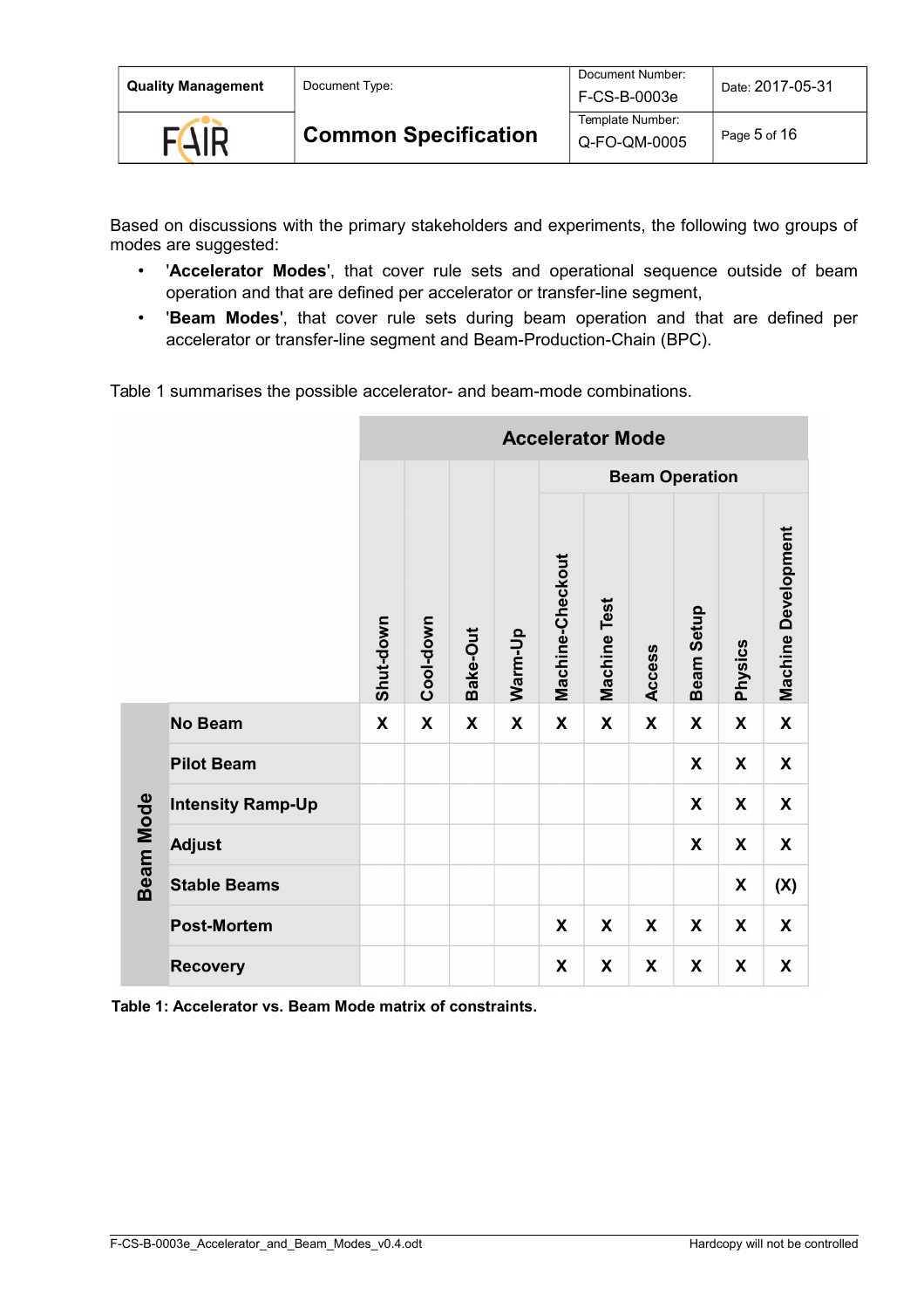Based on discussions with the primary stakeholders and experiments, the following two groups of modes are suggested:

- '**Accelerator Modes**', that cover rule sets and operational sequence outside of beam operation and that are defined per accelerator or transfer-line segment,
- '**Beam Modes**', that cover rule sets during beam operation and that are defined per accelerator or transfer-line segment and Beam-Production-Chain (BPC).

Table 1 summarises the possible accelerator- and beam-mode combinations.

| | | Accelerator Mode | | | | | | | | | |
|---|---|---|---|---|---|---|---|---|---|---|---|
| | | | | | | Beam Operation | | | | | |
| | | Shut-down | Cool-down | Bake-Out | Warm-Up | Machine-Checkout | Machine Test | Access | Beam Setup | Physics | Machine Development |
| Beam Mode | No Beam | X | X | X | X | X | X | X | X | X | X |
| | Pilot Beam | | | | | | | | X | X | X |
| | Intensity Ramp-Up | | | | | | | | X | X | X |
| | Adjust | | | | | | | | X | X | X |
| | Stable Beams | | | | | | | | | X | (X) |
| | Post-Mortem | | | | | X | X | X | X | X | X |
| | Recovery | | | | | X | X | X | X | X | X |

**Table 1: Accelerator vs. Beam Mode matrix of constraints.**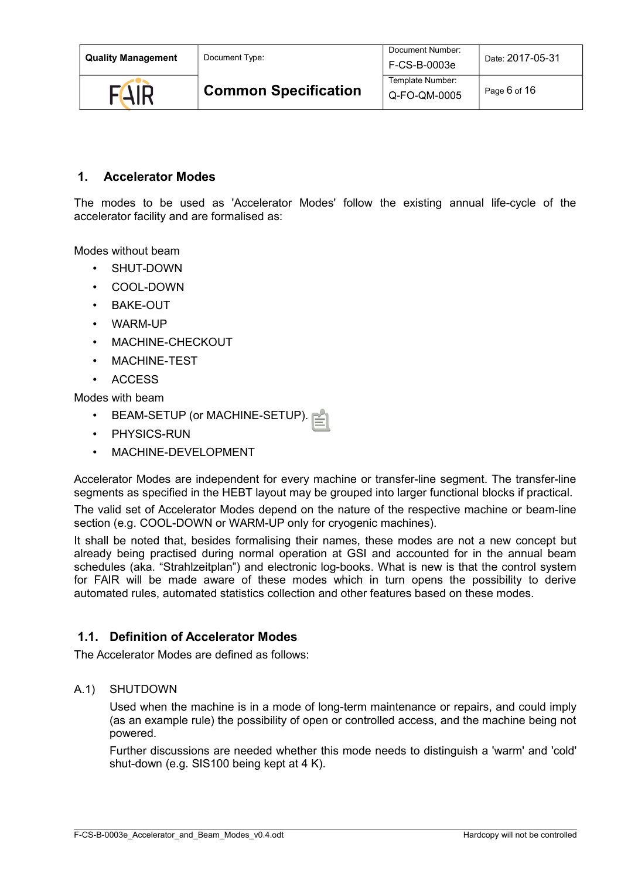# 1. Accelerator Modes

The modes to be used as 'Accelerator Modes' follow the existing annual life-cycle of the accelerator facility and are formalised as:

Modes without beam

- SHUT-DOWN
- COOL-DOWN
- BAKE-OUT
- WARM-UP
- MACHINE-CHECKOUT
- MACHINE-TEST
- ACCESS

Modes with beam

- BEAM-SETUP (or MACHINE-SETUP).
- PHYSICS-RUN
- MACHINE-DEVELOPMENT

Accelerator Modes are independent for every machine or transfer-line segment. The transfer-line segments as specified in the HEBT layout may be grouped into larger functional blocks if practical.

The valid set of Accelerator Modes depend on the nature of the respective machine or beam-line section (e.g. COOL-DOWN or WARM-UP only for cryogenic machines).

It shall be noted that, besides formalising their names, these modes are not a new concept but already being practised during normal operation at GSI and accounted for in the annual beam schedules (aka. "Strahlzeitplan") and electronic log-books. What is new is that the control system for FAIR will be made aware of these modes which in turn opens the possibility to derive automated rules, automated statistics collection and other features based on these modes.

## 1.1. Definition of Accelerator Modes

The Accelerator Modes are defined as follows:

A.1) SHUTDOWN

Used when the machine is in a mode of long-term maintenance or repairs, and could imply (as an example rule) the possibility of open or controlled access, and the machine being not powered.

Further discussions are needed whether this mode needs to distinguish a 'warm' and 'cold' shut-down (e.g. SIS100 being kept at 4 K).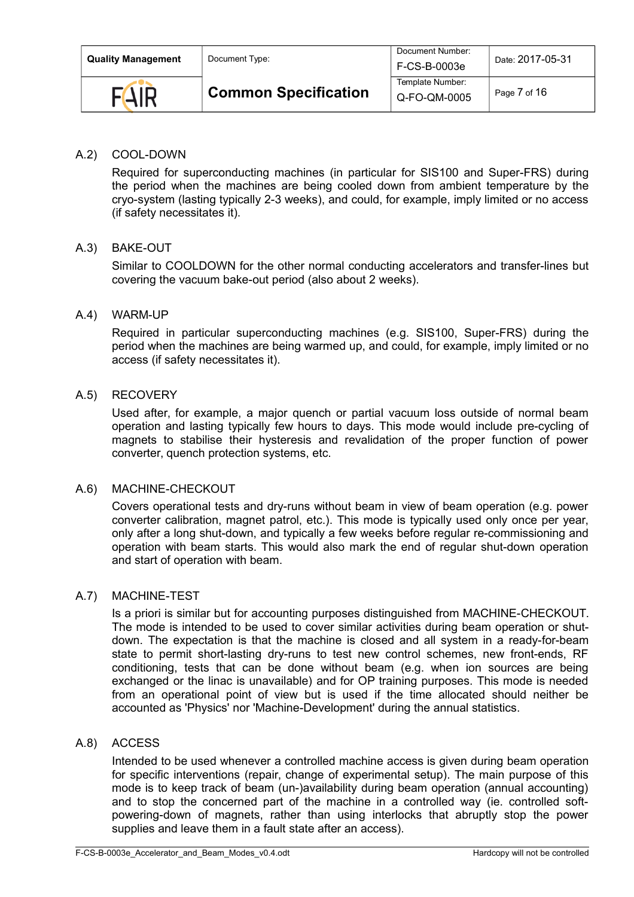### A.2) COOL-DOWN

Required for superconducting machines (in particular for SIS100 and Super-FRS) during the period when the machines are being cooled down from ambient temperature by the cryo-system (lasting typically 2-3 weeks), and could, for example, imply limited or no access (if safety necessitates it).

### A.3) BAKE-OUT

Similar to COOLDOWN for the other normal conducting accelerators and transfer-lines but covering the vacuum bake-out period (also about 2 weeks).

### A.4) WARM-UP

Required in particular superconducting machines (e.g. SIS100, Super-FRS) during the period when the machines are being warmed up, and could, for example, imply limited or no access (if safety necessitates it).

### A.5) RECOVERY

Used after, for example, a major quench or partial vacuum loss outside of normal beam operation and lasting typically few hours to days. This mode would include pre-cycling of magnets to stabilise their hysteresis and revalidation of the proper function of power converter, quench protection systems, etc.

### A.6) MACHINE-CHECKOUT

Covers operational tests and dry-runs without beam in view of beam operation (e.g. power converter calibration, magnet patrol, etc.). This mode is typically used only once per year, only after a long shut-down, and typically a few weeks before regular re-commissioning and operation with beam starts. This would also mark the end of regular shut-down operation and start of operation with beam.

### A.7) MACHINE-TEST

Is a priori is similar but for accounting purposes distinguished from MACHINE-CHECKOUT. The mode is intended to be used to cover similar activities during beam operation or shut-down. The expectation is that the machine is closed and all system in a ready-for-beam state to permit short-lasting dry-runs to test new control schemes, new front-ends, RF conditioning, tests that can be done without beam (e.g. when ion sources are being exchanged or the linac is unavailable) and for OP training purposes. This mode is needed from an operational point of view but is used if the time allocated should neither be accounted as 'Physics' nor 'Machine-Development' during the annual statistics.

### A.8) ACCESS

Intended to be used whenever a controlled machine access is given during beam operation for specific interventions (repair, change of experimental setup). The main purpose of this mode is to keep track of beam (un-)availability during beam operation (annual accounting) and to stop the concerned part of the machine in a controlled way (ie. controlled soft-powering-down of magnets, rather than using interlocks that abruptly stop the power supplies and leave them in a fault state after an access).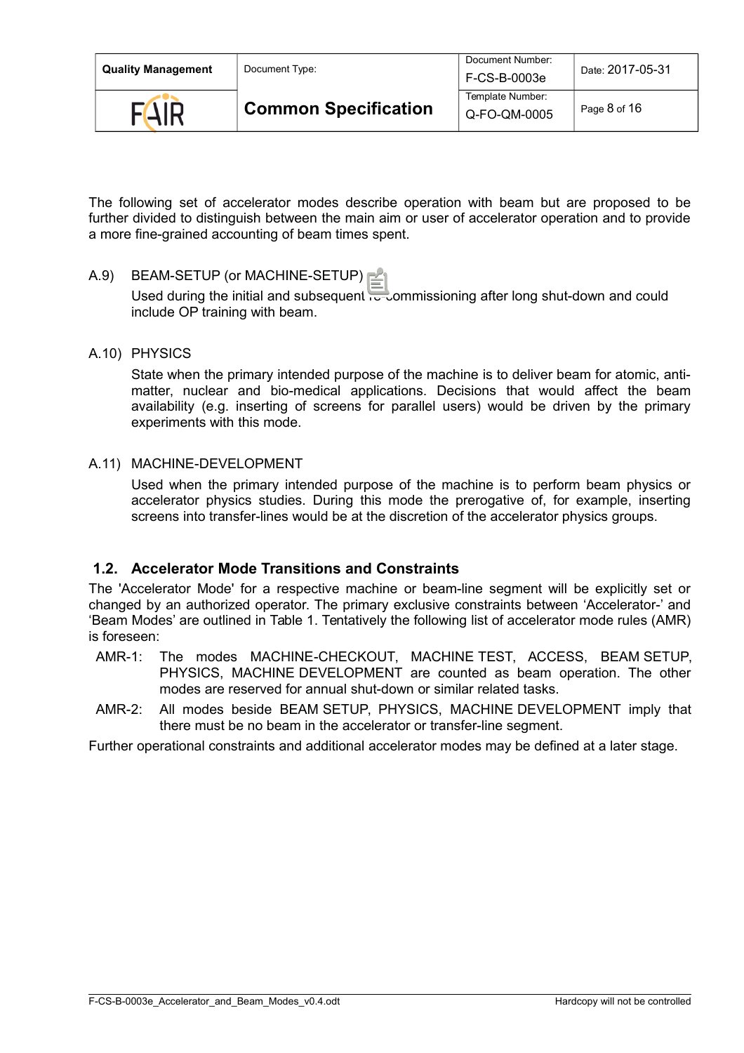The following set of accelerator modes describe operation with beam but are proposed to be further divided to distinguish between the main aim or user of accelerator operation and to provide a more fine-grained accounting of beam times spent.

A.9) BEAM-SETUP (or MACHINE-SETUP)

Used during the initial and subsequent re-commissioning after long shut-down and could include OP training with beam.

A.10) PHYSICS

State when the primary intended purpose of the machine is to deliver beam for atomic, anti-matter, nuclear and bio-medical applications. Decisions that would affect the beam availability (e.g. inserting of screens for parallel users) would be driven by the primary experiments with this mode.

A.11) MACHINE-DEVELOPMENT

Used when the primary intended purpose of the machine is to perform beam physics or accelerator physics studies. During this mode the prerogative of, for example, inserting screens into transfer-lines would be at the discretion of the accelerator physics groups.

## 1.2. Accelerator Mode Transitions and Constraints

The 'Accelerator Mode' for a respective machine or beam-line segment will be explicitly set or changed by an authorized operator. The primary exclusive constraints between 'Accelerator-' and 'Beam Modes' are outlined in Table 1. Tentatively the following list of accelerator mode rules (AMR) is foreseen:

- AMR-1: The modes MACHINE-CHECKOUT, MACHINE TEST, ACCESS, BEAM SETUP, PHYSICS, MACHINE DEVELOPMENT are counted as beam operation. The other modes are reserved for annual shut-down or similar related tasks.
- AMR-2: All modes beside BEAM SETUP, PHYSICS, MACHINE DEVELOPMENT imply that there must be no beam in the accelerator or transfer-line segment.

Further operational constraints and additional accelerator modes may be defined at a later stage.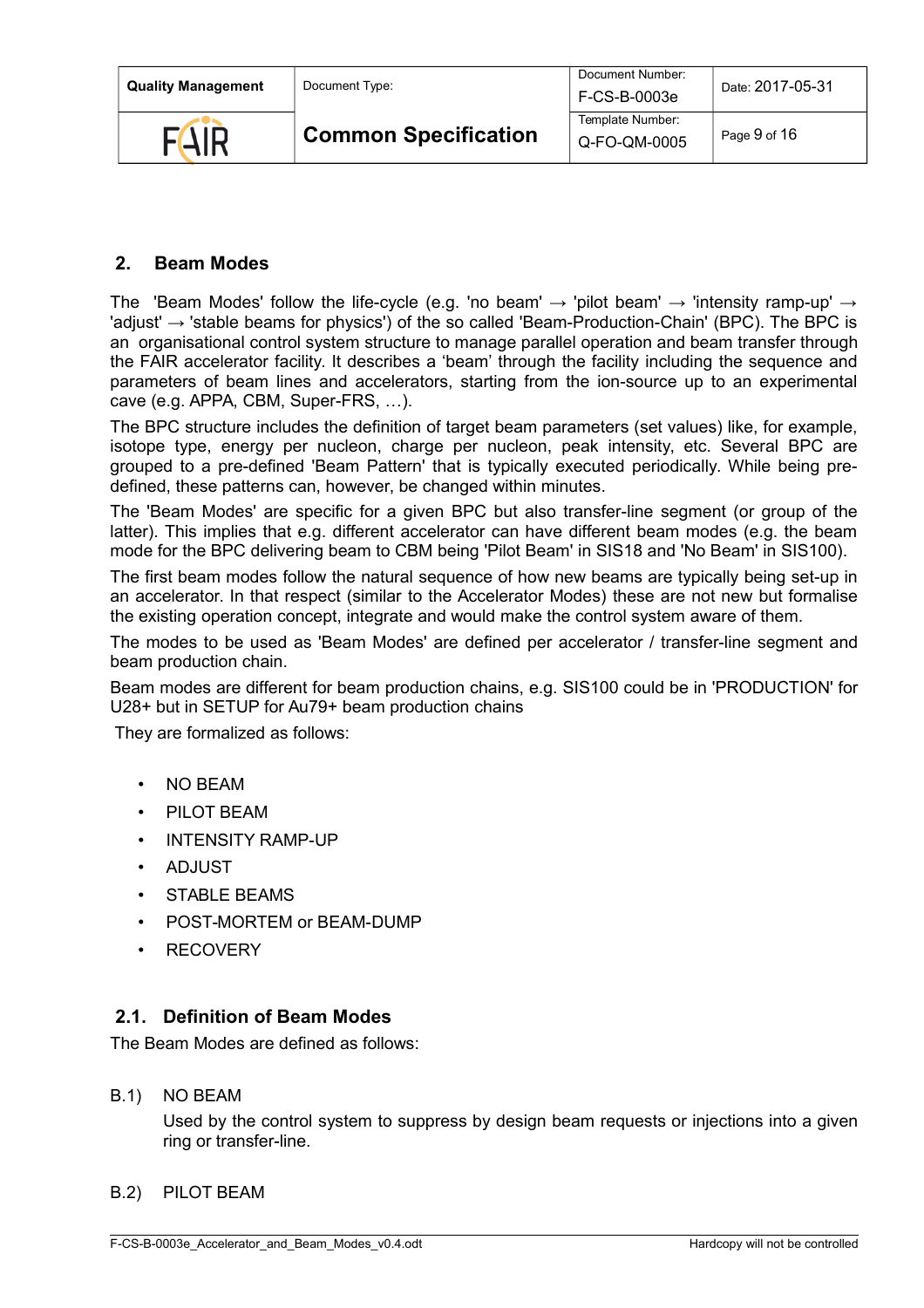## 2. Beam Modes

The 'Beam Modes' follow the life-cycle (e.g. 'no beam' → 'pilot beam' → 'intensity ramp-up' → 'adjust' → 'stable beams for physics') of the so called 'Beam-Production-Chain' (BPC). The BPC is an organisational control system structure to manage parallel operation and beam transfer through the FAIR accelerator facility. It describes a 'beam' through the facility including the sequence and parameters of beam lines and accelerators, starting from the ion-source up to an experimental cave (e.g. APPA, CBM, Super-FRS, …).

The BPC structure includes the definition of target beam parameters (set values) like, for example, isotope type, energy per nucleon, charge per nucleon, peak intensity, etc. Several BPC are grouped to a pre-defined 'Beam Pattern' that is typically executed periodically. While being pre-defined, these patterns can, however, be changed within minutes.

The 'Beam Modes' are specific for a given BPC but also transfer-line segment (or group of the latter). This implies that e.g. different accelerator can have different beam modes (e.g. the beam mode for the BPC delivering beam to CBM being 'Pilot Beam' in SIS18 and 'No Beam' in SIS100).

The first beam modes follow the natural sequence of how new beams are typically being set-up in an accelerator. In that respect (similar to the Accelerator Modes) these are not new but formalise the existing operation concept, integrate and would make the control system aware of them.

The modes to be used as 'Beam Modes' are defined per accelerator / transfer-line segment and beam production chain.

Beam modes are different for beam production chains, e.g. SIS100 could be in 'PRODUCTION' for U28+ but in SETUP for Au79+ beam production chains

They are formalized as follows:

- NO BEAM
- PILOT BEAM
- INTENSITY RAMP-UP
- ADJUST
- STABLE BEAMS
- POST-MORTEM or BEAM-DUMP
- RECOVERY

### 2.1. Definition of Beam Modes

The Beam Modes are defined as follows:

B.1) NO BEAM

Used by the control system to suppress by design beam requests or injections into a given ring or transfer-line.

B.2) PILOT BEAM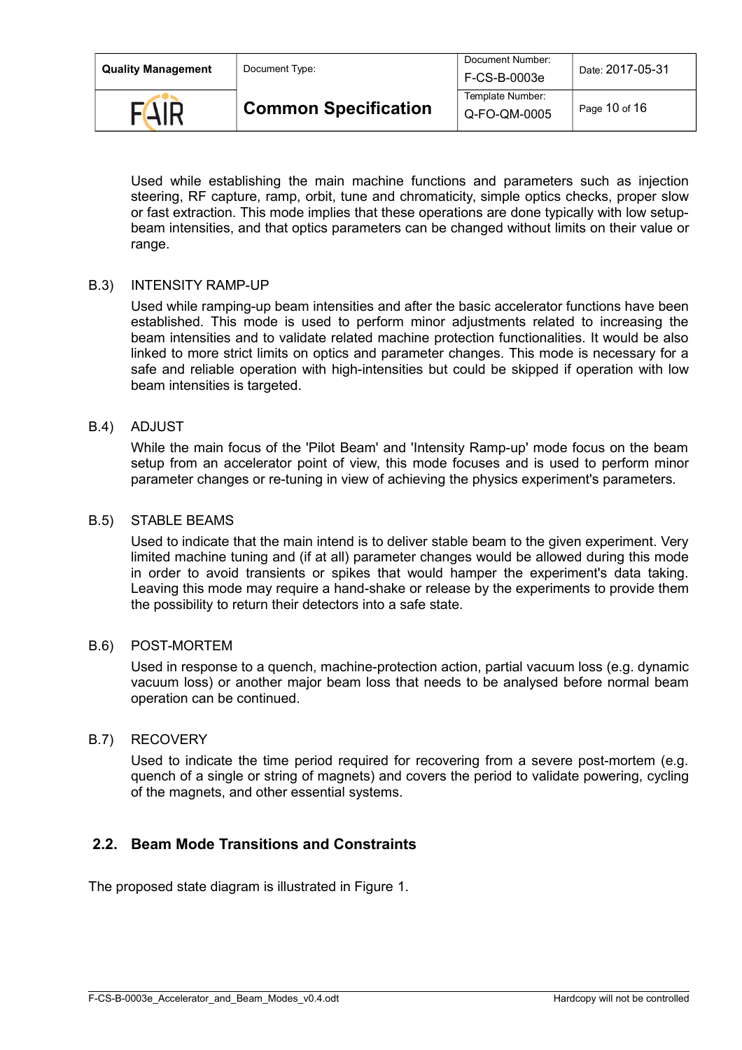Used while establishing the main machine functions and parameters such as injection steering, RF capture, ramp, orbit, tune and chromaticity, simple optics checks, proper slow or fast extraction. This mode implies that these operations are done typically with low setup-beam intensities, and that optics parameters can be changed without limits on their value or range.

B.3) INTENSITY RAMP-UP

Used while ramping-up beam intensities and after the basic accelerator functions have been established. This mode is used to perform minor adjustments related to increasing the beam intensities and to validate related machine protection functionalities. It would be also linked to more strict limits on optics and parameter changes. This mode is necessary for a safe and reliable operation with high-intensities but could be skipped if operation with low beam intensities is targeted.

B.4) ADJUST

While the main focus of the 'Pilot Beam' and 'Intensity Ramp-up' mode focus on the beam setup from an accelerator point of view, this mode focuses and is used to perform minor parameter changes or re-tuning in view of achieving the physics experiment's parameters.

B.5) STABLE BEAMS

Used to indicate that the main intend is to deliver stable beam to the given experiment. Very limited machine tuning and (if at all) parameter changes would be allowed during this mode in order to avoid transients or spikes that would hamper the experiment's data taking. Leaving this mode may require a hand-shake or release by the experiments to provide them the possibility to return their detectors into a safe state.

B.6) POST-MORTEM

Used in response to a quench, machine-protection action, partial vacuum loss (e.g. dynamic vacuum loss) or another major beam loss that needs to be analysed before normal beam operation can be continued.

B.7) RECOVERY

Used to indicate the time period required for recovering from a severe post-mortem (e.g. quench of a single or string of magnets) and covers the period to validate powering, cycling of the magnets, and other essential systems.

## 2.2. Beam Mode Transitions and Constraints

The proposed state diagram is illustrated in Figure 1.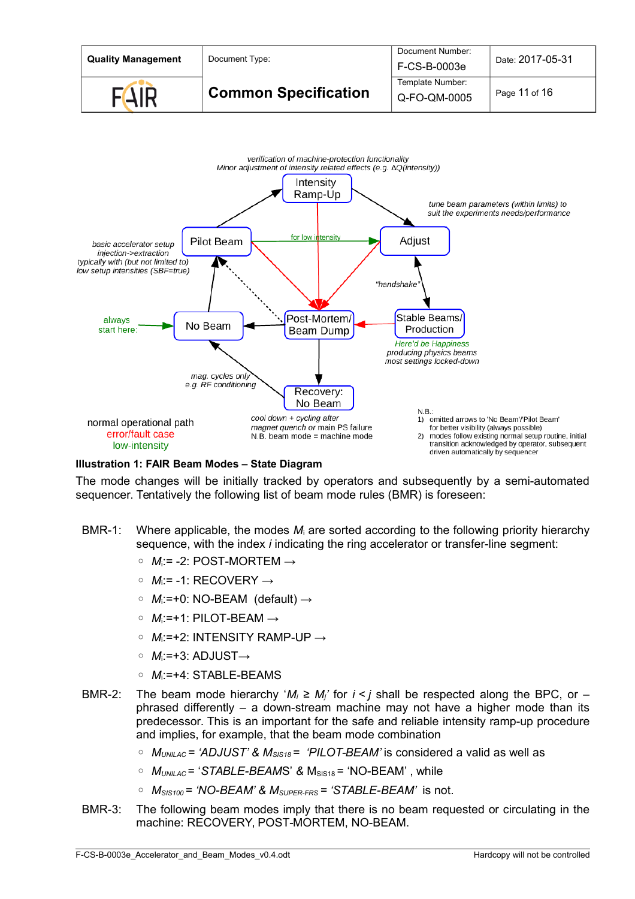**Illustration 1: FAIR Beam Modes – State Diagram**

The mode changes will be initially tracked by operators and subsequently by a semi-automated sequencer. Tentatively the following list of beam mode rules (BMR) is foreseen:

BMR-1: Where applicable, the modes $M_i$ are sorted according to the following priority hierarchy sequence, with the index *i* indicating the ring accelerator or transfer-line segment:

- $M_i$:= -2: POST-MORTEM →
- $M_i$:= -1: RECOVERY →
- $M_i$:=+0: NO-BEAM (default) →
- $M_i$:=+1: PILOT-BEAM →
- $M_i$:=+2: INTENSITY RAMP-UP →
- $M_i$:=+3: ADJUST→
- $M_i$:=+4: STABLE-BEAMS

BMR-2: The beam mode hierarchy '$M_i \geq M_j$' for $i < j$ shall be respected along the BPC, or – phrased differently – a down-stream machine may not have a higher mode than its predecessor. This is an important for the safe and reliable intensity ramp-up procedure and implies, for example, that the beam mode combination

- $M_{UNILAC}$ = *'ADJUST'* & $M_{SIS18}$ = *'PILOT-BEAM'* is considered a valid as well as
- $M_{UNILAC}$ = '*STABLE-BEAMS*' & $M_{SIS18}$ = 'NO-BEAM' , while
- $M_{SIS100}$ = *'NO-BEAM'* & $M_{SUPER-FRS}$ = *'STABLE-BEAM'* is not.

BMR-3: The following beam modes imply that there is no beam requested or circulating in the machine: RECOVERY, POST-MORTEM, NO-BEAM.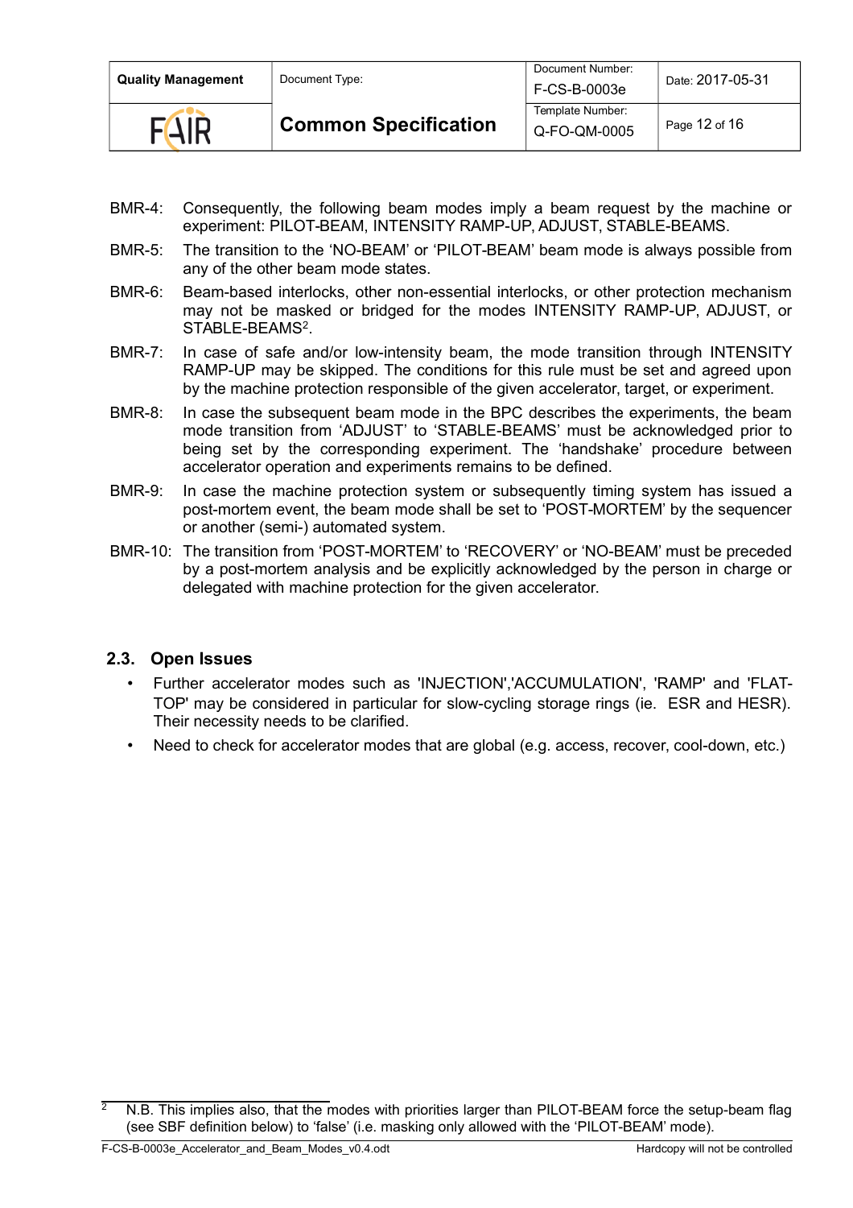BMR-4: Consequently, the following beam modes imply a beam request by the machine or experiment: PILOT-BEAM, INTENSITY RAMP-UP, ADJUST, STABLE-BEAMS.

BMR-5: The transition to the 'NO-BEAM' or 'PILOT-BEAM' beam mode is always possible from any of the other beam mode states.

BMR-6: Beam-based interlocks, other non-essential interlocks, or other protection mechanism may not be masked or bridged for the modes INTENSITY RAMP-UP, ADJUST, or STABLE-BEAMS[2].

BMR-7: In case of safe and/or low-intensity beam, the mode transition through INTENSITY RAMP-UP may be skipped. The conditions for this rule must be set and agreed upon by the machine protection responsible of the given accelerator, target, or experiment.

BMR-8: In case the subsequent beam mode in the BPC describes the experiments, the beam mode transition from 'ADJUST' to 'STABLE-BEAMS' must be acknowledged prior to being set by the corresponding experiment. The 'handshake' procedure between accelerator operation and experiments remains to be defined.

BMR-9: In case the machine protection system or subsequently timing system has issued a post-mortem event, the beam mode shall be set to 'POST-MORTEM' by the sequencer or another (semi-) automated system.

BMR-10: The transition from 'POST-MORTEM' to 'RECOVERY' or 'NO-BEAM' must be preceded by a post-mortem analysis and be explicitly acknowledged by the person in charge or delegated with machine protection for the given accelerator.

## 2.3. Open Issues

- Further accelerator modes such as 'INJECTION','ACCUMULATION', 'RAMP' and 'FLAT-TOP' may be considered in particular for slow-cycling storage rings (ie. ESR and HESR). Their necessity needs to be clarified.
- Need to check for accelerator modes that are global (e.g. access, recover, cool-down, etc.)

[2] N.B. This implies also, that the modes with priorities larger than PILOT-BEAM force the setup-beam flag (see SBF definition below) to 'false' (i.e. masking only allowed with the 'PILOT-BEAM' mode).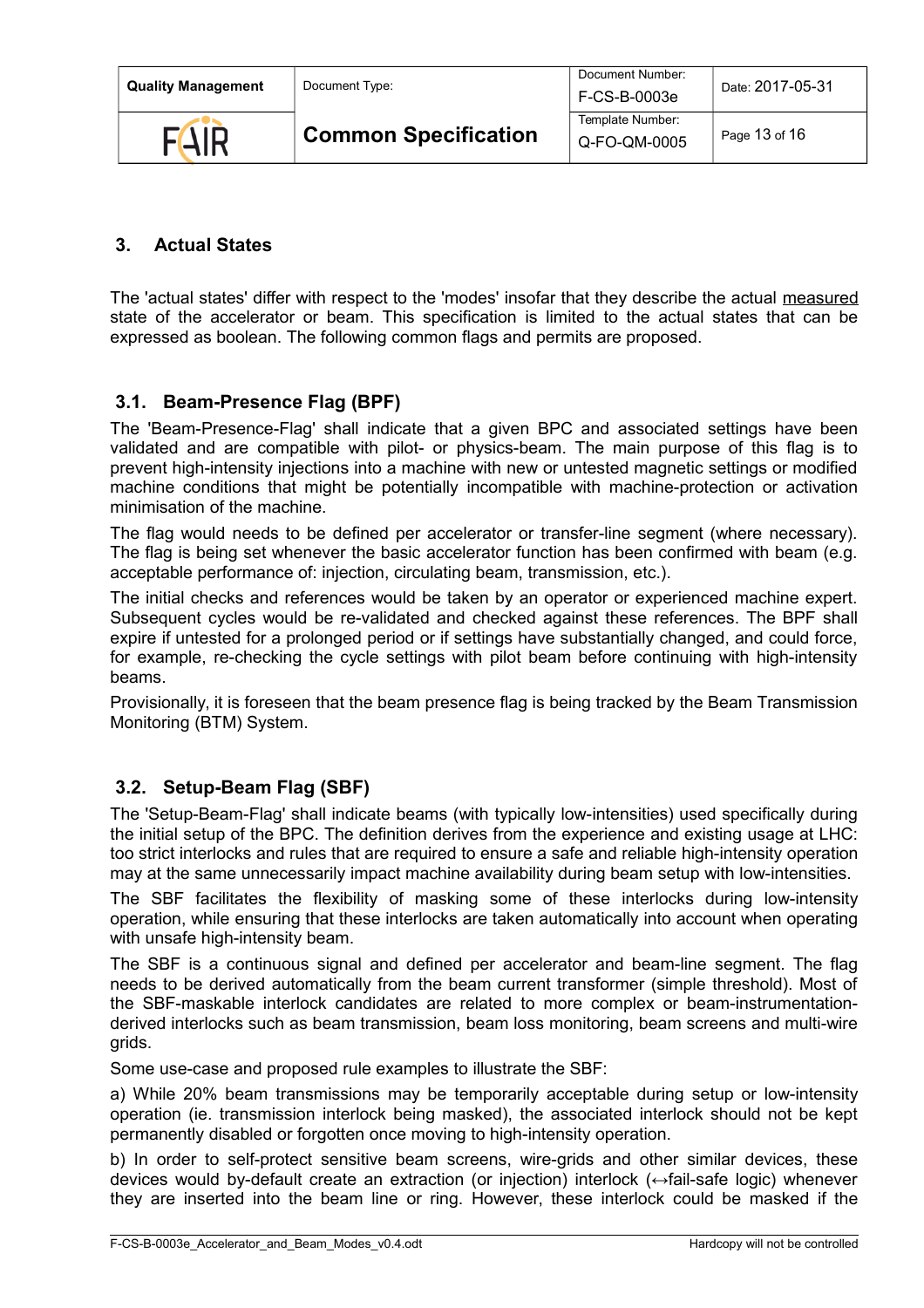# 3. Actual States

The 'actual states' differ with respect to the 'modes' insofar that they describe the actual measured state of the accelerator or beam. This specification is limited to the actual states that can be expressed as boolean. The following common flags and permits are proposed.

## 3.1. Beam-Presence Flag (BPF)

The 'Beam-Presence-Flag' shall indicate that a given BPC and associated settings have been validated and are compatible with pilot- or physics-beam. The main purpose of this flag is to prevent high-intensity injections into a machine with new or untested magnetic settings or modified machine conditions that might be potentially incompatible with machine-protection or activation minimisation of the machine.

The flag would needs to be defined per accelerator or transfer-line segment (where necessary). The flag is being set whenever the basic accelerator function has been confirmed with beam (e.g. acceptable performance of: injection, circulating beam, transmission, etc.).

The initial checks and references would be taken by an operator or experienced machine expert. Subsequent cycles would be re-validated and checked against these references. The BPF shall expire if untested for a prolonged period or if settings have substantially changed, and could force, for example, re-checking the cycle settings with pilot beam before continuing with high-intensity beams.

Provisionally, it is foreseen that the beam presence flag is being tracked by the Beam Transmission Monitoring (BTM) System.

## 3.2. Setup-Beam Flag (SBF)

The 'Setup-Beam-Flag' shall indicate beams (with typically low-intensities) used specifically during the initial setup of the BPC. The definition derives from the experience and existing usage at LHC: too strict interlocks and rules that are required to ensure a safe and reliable high-intensity operation may at the same unnecessarily impact machine availability during beam setup with low-intensities.

The SBF facilitates the flexibility of masking some of these interlocks during low-intensity operation, while ensuring that these interlocks are taken automatically into account when operating with unsafe high-intensity beam.

The SBF is a continuous signal and defined per accelerator and beam-line segment. The flag needs to be derived automatically from the beam current transformer (simple threshold). Most of the SBF-maskable interlock candidates are related to more complex or beam-instrumentation-derived interlocks such as beam transmission, beam loss monitoring, beam screens and multi-wire grids.

Some use-case and proposed rule examples to illustrate the SBF:

a) While 20% beam transmissions may be temporarily acceptable during setup or low-intensity operation (ie. transmission interlock being masked), the associated interlock should not be kept permanently disabled or forgotten once moving to high-intensity operation.

b) In order to self-protect sensitive beam screens, wire-grids and other similar devices, these devices would by-default create an extraction (or injection) interlock (↔fail-safe logic) whenever they are inserted into the beam line or ring. However, these interlock could be masked if the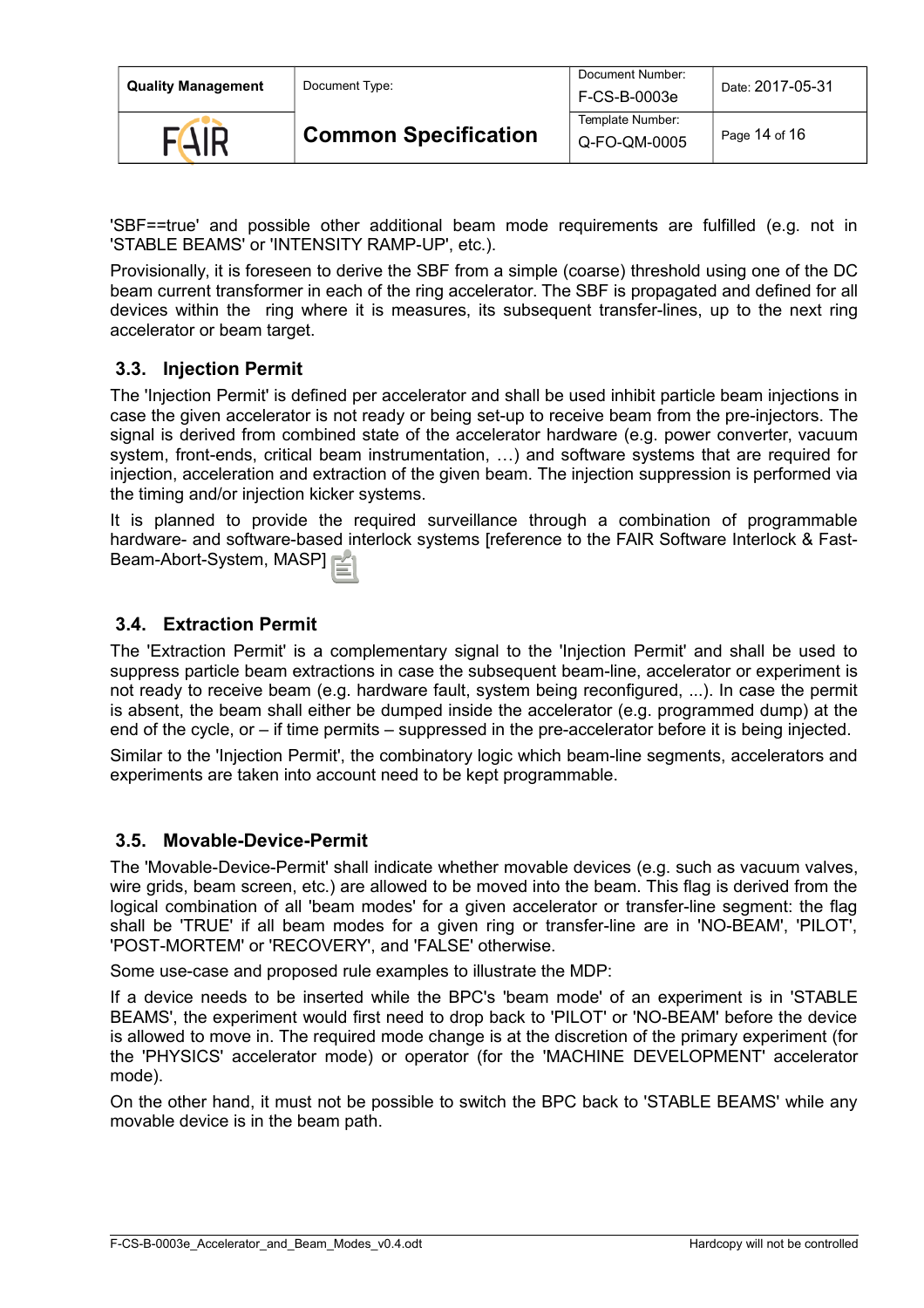'SBF==true' and possible other additional beam mode requirements are fulfilled (e.g. not in 'STABLE BEAMS' or 'INTENSITY RAMP-UP', etc.).

Provisionally, it is foreseen to derive the SBF from a simple (coarse) threshold using one of the DC beam current transformer in each of the ring accelerator. The SBF is propagated and defined for all devices within the ring where it is measures, its subsequent transfer-lines, up to the next ring accelerator or beam target.

## 3.3. Injection Permit

The 'Injection Permit' is defined per accelerator and shall be used inhibit particle beam injections in case the given accelerator is not ready or being set-up to receive beam from the pre-injectors. The signal is derived from combined state of the accelerator hardware (e.g. power converter, vacuum system, front-ends, critical beam instrumentation, …) and software systems that are required for injection, acceleration and extraction of the given beam. The injection suppression is performed via the timing and/or injection kicker systems.

It is planned to provide the required surveillance through a combination of programmable hardware- and software-based interlock systems [reference to the FAIR Software Interlock & Fast-Beam-Abort-System, MASP]

## 3.4. Extraction Permit

The 'Extraction Permit' is a complementary signal to the 'Injection Permit' and shall be used to suppress particle beam extractions in case the subsequent beam-line, accelerator or experiment is not ready to receive beam (e.g. hardware fault, system being reconfigured, ...). In case the permit is absent, the beam shall either be dumped inside the accelerator (e.g. programmed dump) at the end of the cycle, or – if time permits – suppressed in the pre-accelerator before it is being injected.

Similar to the 'Injection Permit', the combinatory logic which beam-line segments, accelerators and experiments are taken into account need to be kept programmable.

## 3.5. Movable-Device-Permit

The 'Movable-Device-Permit' shall indicate whether movable devices (e.g. such as vacuum valves, wire grids, beam screen, etc.) are allowed to be moved into the beam. This flag is derived from the logical combination of all 'beam modes' for a given accelerator or transfer-line segment: the flag shall be 'TRUE' if all beam modes for a given ring or transfer-line are in 'NO-BEAM', 'PILOT', 'POST-MORTEM' or 'RECOVERY', and 'FALSE' otherwise.

Some use-case and proposed rule examples to illustrate the MDP:

If a device needs to be inserted while the BPC's 'beam mode' of an experiment is in 'STABLE BEAMS', the experiment would first need to drop back to 'PILOT' or 'NO-BEAM' before the device is allowed to move in. The required mode change is at the discretion of the primary experiment (for the 'PHYSICS' accelerator mode) or operator (for the 'MACHINE DEVELOPMENT' accelerator mode).

On the other hand, it must not be possible to switch the BPC back to 'STABLE BEAMS' while any movable device is in the beam path.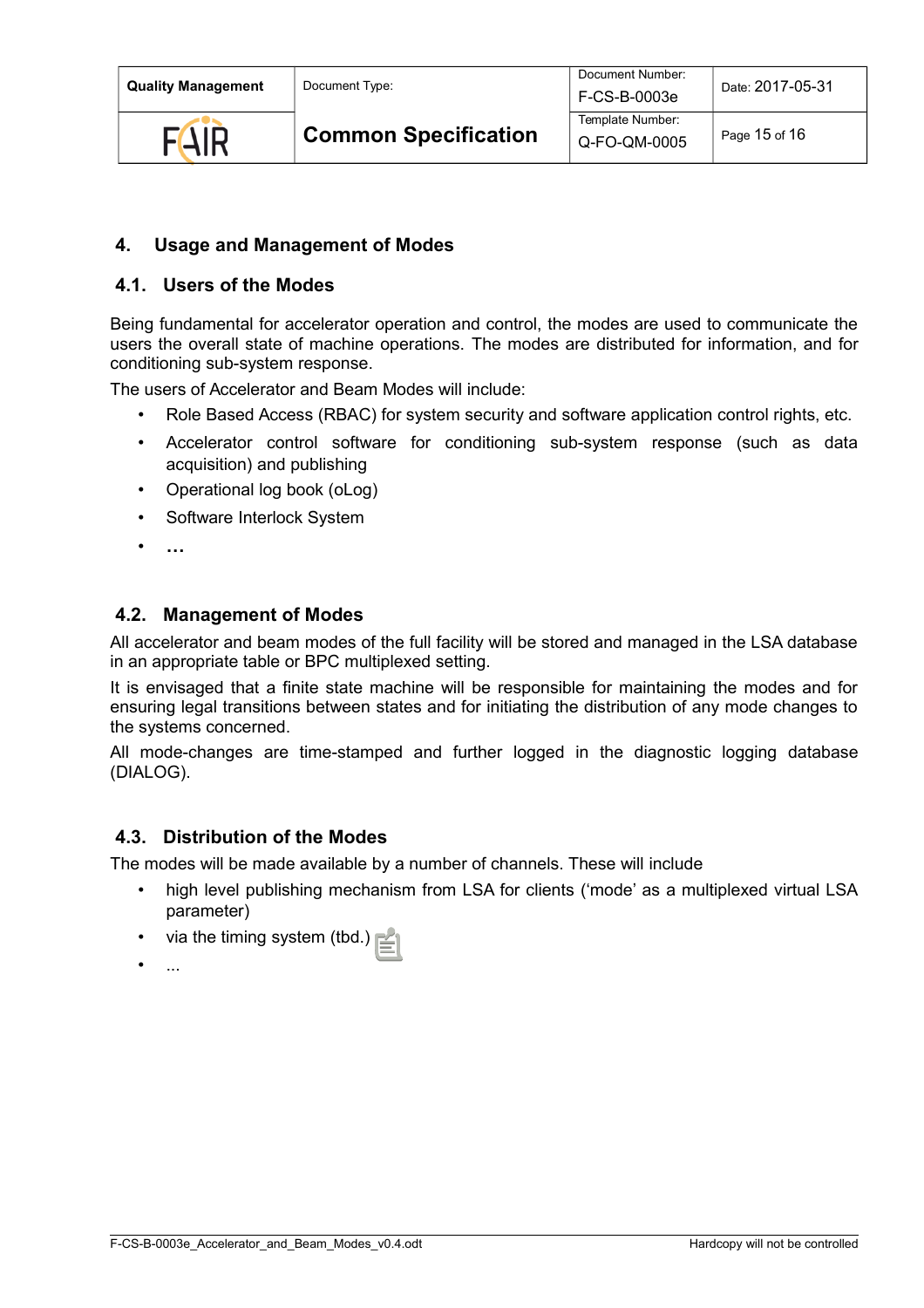# 4. Usage and Management of Modes

## 4.1. Users of the Modes

Being fundamental for accelerator operation and control, the modes are used to communicate the users the overall state of machine operations. The modes are distributed for information, and for conditioning sub-system response.

The users of Accelerator and Beam Modes will include:

- Role Based Access (RBAC) for system security and software application control rights, etc.
- Accelerator control software for conditioning sub-system response (such as data acquisition) and publishing
- Operational log book (oLog)
- Software Interlock System
- **…**

## 4.2. Management of Modes

All accelerator and beam modes of the full facility will be stored and managed in the LSA database in an appropriate table or BPC multiplexed setting.

It is envisaged that a finite state machine will be responsible for maintaining the modes and for ensuring legal transitions between states and for initiating the distribution of any mode changes to the systems concerned.

All mode-changes are time-stamped and further logged in the diagnostic logging database (DIALOG).

## 4.3. Distribution of the Modes

The modes will be made available by a number of channels. These will include

- high level publishing mechanism from LSA for clients ('mode' as a multiplexed virtual LSA parameter)
- via the timing system (tbd.)
- ...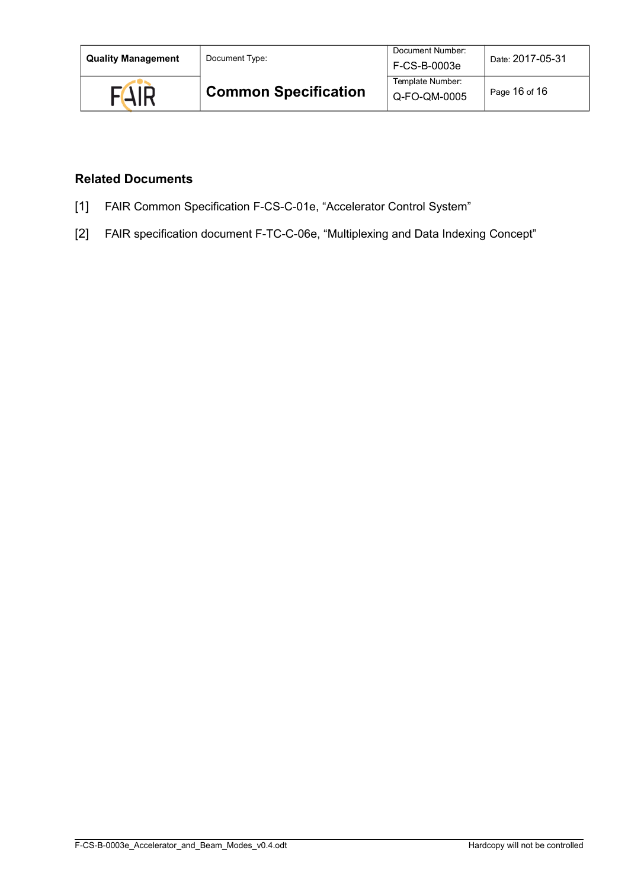## Related Documents

[1] FAIR Common Specification F-CS-C-01e, “Accelerator Control System”

[2] FAIR specification document F-TC-C-06e, “Multiplexing and Data Indexing Concept”